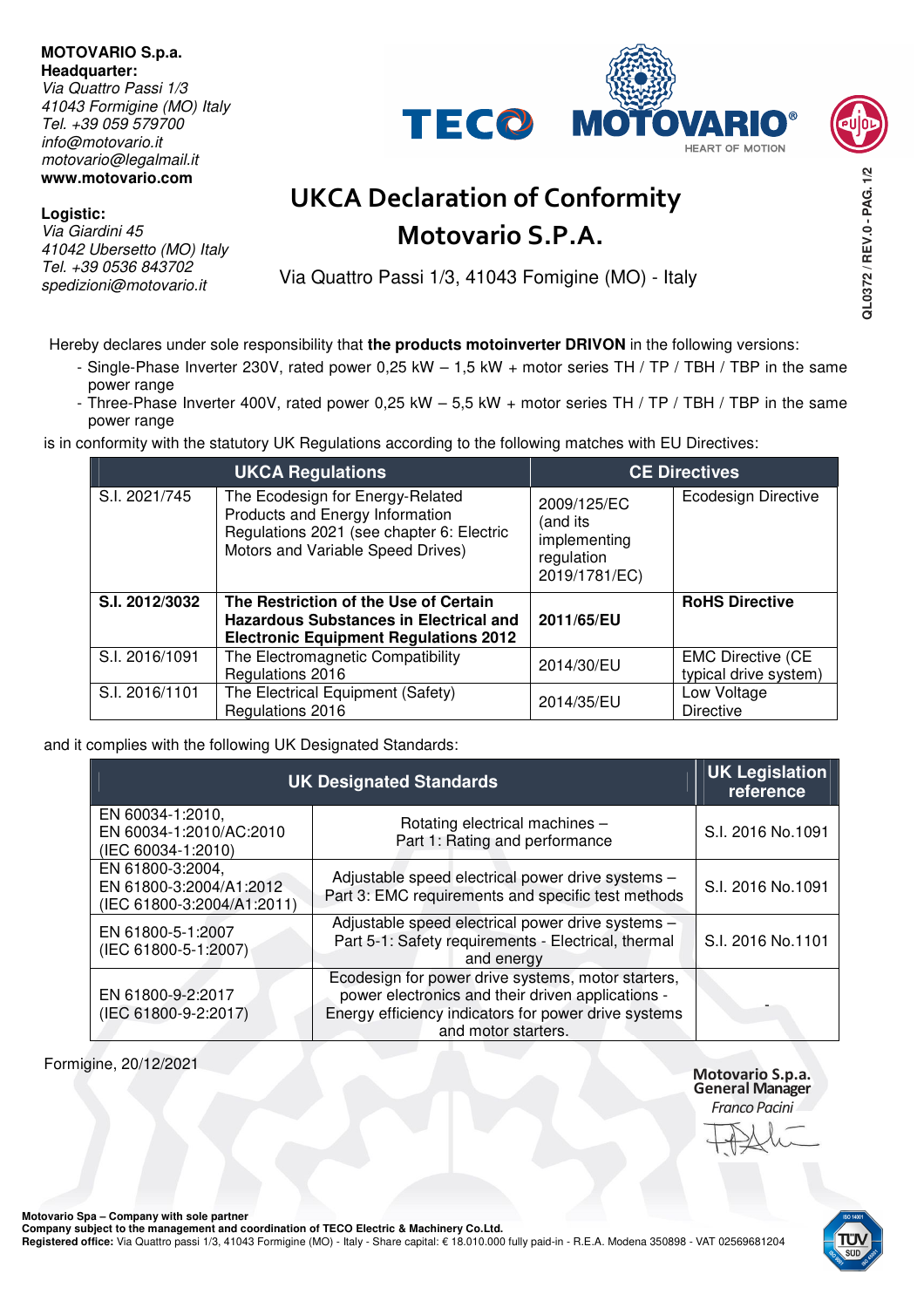**MOTOVARIO S.p.a.**
**Headquarter:**
*Via Quattro Passi 1/3*
*41043 Formigine (MO) Italy*
*Tel. +39 059 579700*
*info@motovario.it*
*motovario@legalmail.it*
**www.motovario.com**

**Logistic:**
*Via Giardini 45*
*41042 Ubersetto (MO) Italy*
*Tel. +39 0536 843702*
*spedizioni@motovario.it*

TECO MOTOVARIO® HEART OF MOTION

QL0372 / REV.0 - PAG. 1/2

# UKCA Declaration of Conformity
# Motovario S.P.A.

Via Quattro Passi 1/3, 41043 Fomigine (MO) - Italy

Hereby declares under sole responsibility that **the products motoinverter DRIVON** in the following versions:

- Single-Phase Inverter 230V, rated power 0,25 kW – 1,5 kW + motor series TH / TP / TBH / TBP in the same power range
- Three-Phase Inverter 400V, rated power 0,25 kW – 5,5 kW + motor series TH / TP / TBH / TBP in the same power range

is in conformity with the statutory UK Regulations according to the following matches with EU Directives:

| UKCA Regulations | | CE Directives | |
|---|---|---|---|
| S.I. 2021/745 | The Ecodesign for Energy-Related Products and Energy Information Regulations 2021 (see chapter 6: Electric Motors and Variable Speed Drives) | 2009/125/EC (and its implementing regulation 2019/1781/EC) | Ecodesign Directive |
| **S.I. 2012/3032** | **The Restriction of the Use of Certain Hazardous Substances in Electrical and Electronic Equipment Regulations 2012** | **2011/65/EU** | **RoHS Directive** |
| S.I. 2016/1091 | The Electromagnetic Compatibility Regulations 2016 | 2014/30/EU | EMC Directive (CE typical drive system) |
| S.I. 2016/1101 | The Electrical Equipment (Safety) Regulations 2016 | 2014/35/EU | Low Voltage Directive |

and it complies with the following UK Designated Standards:

| UK Designated Standards | | UK Legislation reference |
|---|---|---|
| EN 60034-1:2010, EN 60034-1:2010/AC:2010 (IEC 60034-1:2010) | Rotating electrical machines – Part 1: Rating and performance | S.I. 2016 No.1091 |
| EN 61800-3:2004, EN 61800-3:2004/A1:2012 (IEC 61800-3:2004/A1:2011) | Adjustable speed electrical power drive systems – Part 3: EMC requirements and specific test methods | S.I. 2016 No.1091 |
| EN 61800-5-1:2007 (IEC 61800-5-1:2007) | Adjustable speed electrical power drive systems – Part 5-1: Safety requirements - Electrical, thermal and energy | S.I. 2016 No.1101 |
| EN 61800-9-2:2017 (IEC 61800-9-2:2017) | Ecodesign for power drive systems, motor starters, power electronics and their driven applications - Energy efficiency indicators for power drive systems and motor starters. | - |

Formigine, 20/12/2021

**Motovario S.p.a.**
**General Manager**
*Franco Pacini*

**Motovario Spa – Company with sole partner**
**Company subject to the management and coordination of TECO Electric & Machinery Co.Ltd.**
**Registered office:** Via Quattro passi 1/3, 41043 Formigine (MO) - Italy - Share capital: € 18.010.000 fully paid-in - R.E.A. Modena 350898 - VAT 02569681204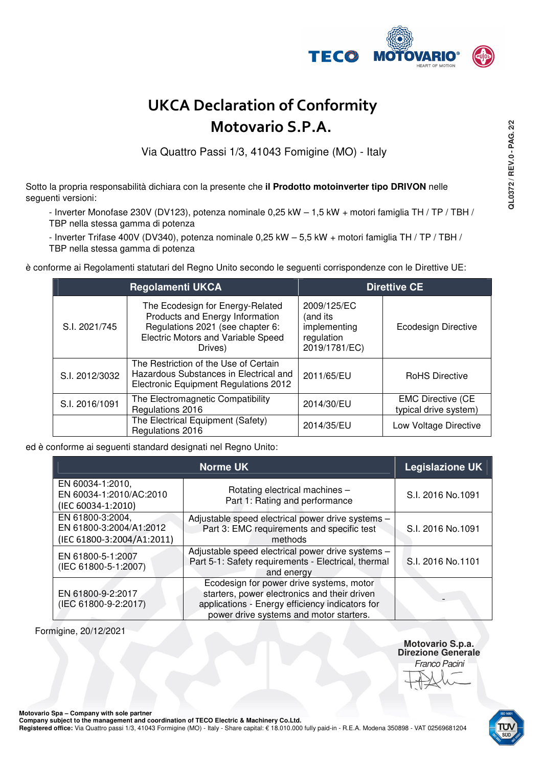# UKCA Declaration of Conformity
# Motovario S.P.A.

Via Quattro Passi 1/3, 41043 Fomigine (MO) - Italy

Sotto la propria responsabilità dichiara con la presente che **il Prodotto motoinverter tipo DRIVON** nelle seguenti versioni:

- Inverter Monofase 230V (DV123), potenza nominale 0,25 kW – 1,5 kW + motori famiglia TH / TP / TBH / TBP nella stessa gamma di potenza
- Inverter Trifase 400V (DV340), potenza nominale 0,25 kW – 5,5 kW + motori famiglia TH / TP / TBH / TBP nella stessa gamma di potenza

è conforme ai Regolamenti statutari del Regno Unito secondo le seguenti corrispondenze con le Direttive UE:

| Regolamenti UKCA | | Direttive CE | |
|---|---|---|---|
| S.I. 2021/745 | The Ecodesign for Energy-Related Products and Energy Information Regulations 2021 (see chapter 6: Electric Motors and Variable Speed Drives) | 2009/125/EC (and its implementing regulation 2019/1781/EC) | Ecodesign Directive |
| S.I. 2012/3032 | The Restriction of the Use of Certain Hazardous Substances in Electrical and Electronic Equipment Regulations 2012 | 2011/65/EU | RoHS Directive |
| S.I. 2016/1091 | The Electromagnetic Compatibility Regulations 2016 | 2014/30/EU | EMC Directive (CE typical drive system) |
| | The Electrical Equipment (Safety) Regulations 2016 | 2014/35/EU | Low Voltage Directive |

ed è conforme ai seguenti standard designati nel Regno Unito:

| Norme UK | | Legislazione UK |
|---|---|---|
| EN 60034-1:2010, EN 60034-1:2010/AC:2010 (IEC 60034-1:2010) | Rotating electrical machines – Part 1: Rating and performance | S.I. 2016 No.1091 |
| EN 61800-3:2004, EN 61800-3:2004/A1:2012 (IEC 61800-3:2004/A1:2011) | Adjustable speed electrical power drive systems – Part 3: EMC requirements and specific test methods | S.I. 2016 No.1091 |
| EN 61800-5-1:2007 (IEC 61800-5-1:2007) | Adjustable speed electrical power drive systems – Part 5-1: Safety requirements - Electrical, thermal and energy | S.I. 2016 No.1101 |
| EN 61800-9-2:2017 (IEC 61800-9-2:2017) | Ecodesign for power drive systems, motor starters, power electronics and their driven applications - Energy efficiency indicators for power drive systems and motor starters. | - |

Formigine, 20/12/2021

**Motovario S.p.a.**
**Direzione Generale**
*Franco Pacini*

**Motovario Spa – Company with sole partner**
**Company subject to the management and coordination of TECO Electric & Machinery Co.Ltd.**
**Registered office:** Via Quattro passi 1/3, 41043 Formigine (MO) - Italy - Share capital: € 18.010.000 fully paid-in - R.E.A. Modena 350898 - VAT 02569681204